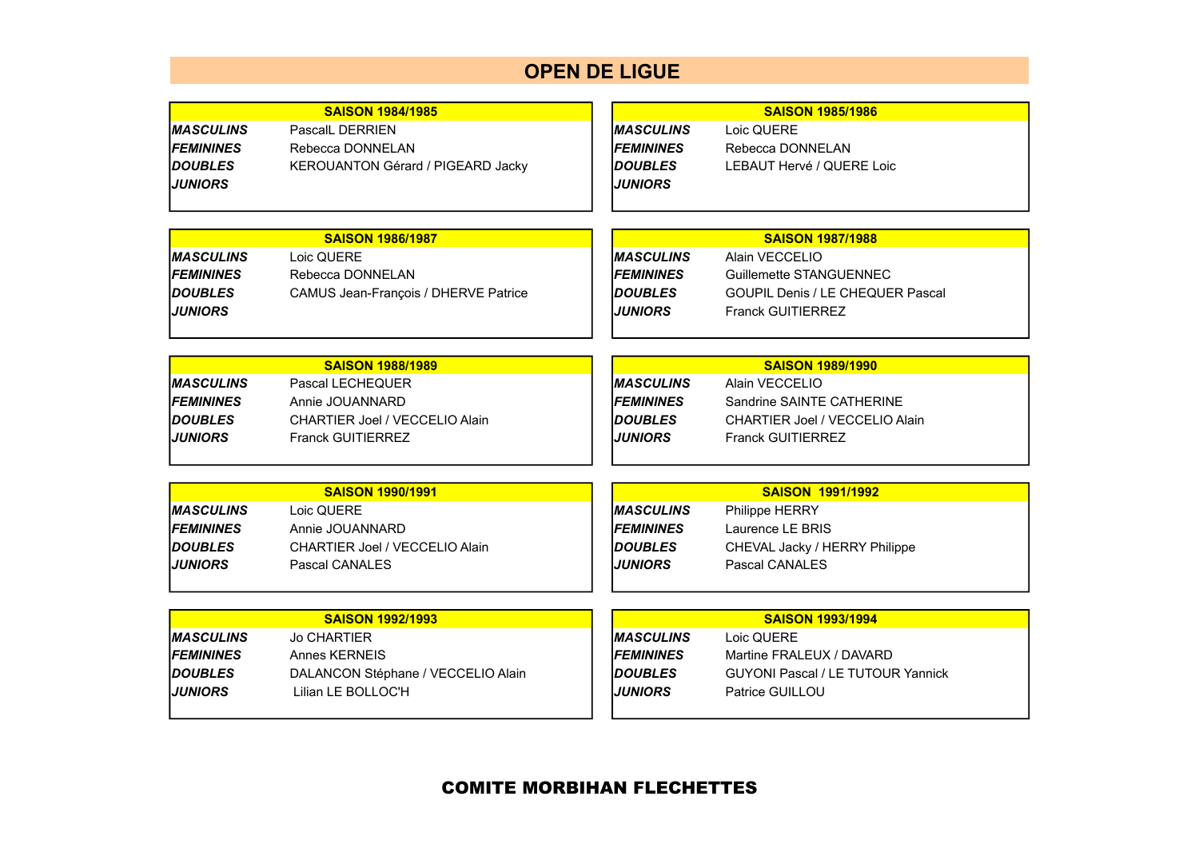# OPEN DE LIGUE

| SAISON 1984/1985 | |
|---|---|
| ***MASCULINS*** | PascalL DERRIEN |
| ***FEMININES*** | Rebecca DONNELAN |
| ***DOUBLES*** | KEROUANTON Gérard / PIGEARD Jacky |
| ***JUNIORS*** | |

| SAISON 1985/1986 | |
|---|---|
| ***MASCULINS*** | Loic QUERE |
| ***FEMININES*** | Rebecca DONNELAN |
| ***DOUBLES*** | LEBAUT Hervé / QUERE Loic |
| ***JUNIORS*** | |

| SAISON 1986/1987 | |
|---|---|
| ***MASCULINS*** | Loic QUERE |
| ***FEMININES*** | Rebecca DONNELAN |
| ***DOUBLES*** | CAMUS Jean-François / DHERVE Patrice |
| ***JUNIORS*** | |

| SAISON 1987/1988 | |
|---|---|
| ***MASCULINS*** | Alain VECCELIO |
| ***FEMININES*** | Guillemette STANGUENNEC |
| ***DOUBLES*** | GOUPIL Denis / LE CHEQUER Pascal |
| ***JUNIORS*** | Franck GUITIERREZ |

| SAISON 1988/1989 | |
|---|---|
| ***MASCULINS*** | Pascal LECHEQUER |
| ***FEMININES*** | Annie JOUANNARD |
| ***DOUBLES*** | CHARTIER Joel / VECCELIO Alain |
| ***JUNIORS*** | Franck GUITIERREZ |

| SAISON 1989/1990 | |
|---|---|
| ***MASCULINS*** | Alain VECCELIO |
| ***FEMININES*** | Sandrine SAINTE CATHERINE |
| ***DOUBLES*** | CHARTIER Joel / VECCELIO Alain |
| ***JUNIORS*** | Franck GUITIERREZ |

| SAISON 1990/1991 | |
|---|---|
| ***MASCULINS*** | Loic QUERE |
| ***FEMININES*** | Annie JOUANNARD |
| ***DOUBLES*** | CHARTIER Joel / VECCELIO Alain |
| ***JUNIORS*** | Pascal CANALES |

| SAISON 1991/1992 | |
|---|---|
| ***MASCULINS*** | Philippe HERRY |
| ***FEMININES*** | Laurence LE BRIS |
| ***DOUBLES*** | CHEVAL Jacky / HERRY Philippe |
| ***JUNIORS*** | Pascal CANALES |

| SAISON 1992/1993 | |
|---|---|
| ***MASCULINS*** | Jo CHARTIER |
| ***FEMININES*** | Annes KERNEIS |
| ***DOUBLES*** | DALANCON Stéphane / VECCELIO Alain |
| ***JUNIORS*** | Lilian LE BOLLOC'H |

| SAISON 1993/1994 | |
|---|---|
| ***MASCULINS*** | Loic QUERE |
| ***FEMININES*** | Martine FRALEUX / DAVARD |
| ***DOUBLES*** | GUYONI Pascal / LE TUTOUR Yannick |
| ***JUNIORS*** | Patrice GUILLOU |

**COMITE MORBIHAN FLECHETTES**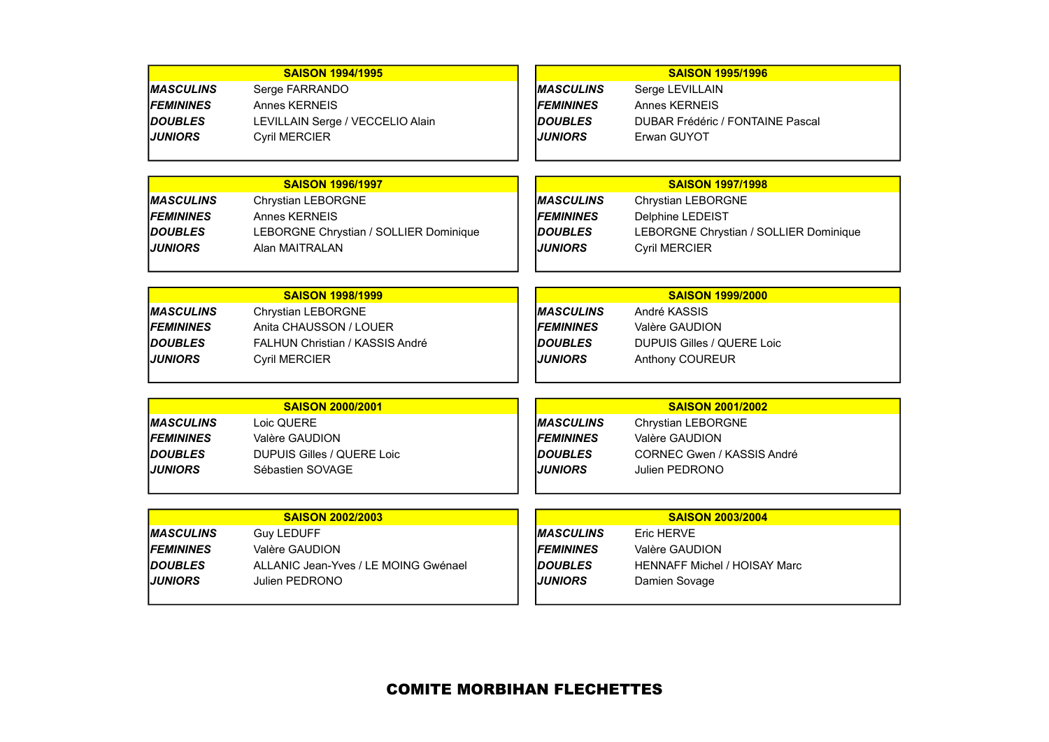| SAISON 1994/1995 | |
|---|---|
| ***MASCULINS*** | Serge FARRANDO |
| ***FEMININES*** | Annes KERNEIS |
| ***DOUBLES*** | LEVILLAIN Serge / VECCELIO Alain |
| ***JUNIORS*** | Cyril MERCIER |

| SAISON 1995/1996 | |
|---|---|
| ***MASCULINS*** | Serge LEVILLAIN |
| ***FEMININES*** | Annes KERNEIS |
| ***DOUBLES*** | DUBAR Frédéric / FONTAINE Pascal |
| ***JUNIORS*** | Erwan GUYOT |

| SAISON 1996/1997 | |
|---|---|
| ***MASCULINS*** | Chrystian LEBORGNE |
| ***FEMININES*** | Annes KERNEIS |
| ***DOUBLES*** | LEBORGNE Chrystian / SOLLIER Dominique |
| ***JUNIORS*** | Alan MAITRALAN |

| SAISON 1997/1998 | |
|---|---|
| ***MASCULINS*** | Chrystian LEBORGNE |
| ***FEMININES*** | Delphine LEDEIST |
| ***DOUBLES*** | LEBORGNE Chrystian / SOLLIER Dominique |
| ***JUNIORS*** | Cyril MERCIER |

| SAISON 1998/1999 | |
|---|---|
| ***MASCULINS*** | Chrystian LEBORGNE |
| ***FEMININES*** | Anita CHAUSSON / LOUER |
| ***DOUBLES*** | FALHUN Christian / KASSIS André |
| ***JUNIORS*** | Cyril MERCIER |

| SAISON 1999/2000 | |
|---|---|
| ***MASCULINS*** | André KASSIS |
| ***FEMININES*** | Valère GAUDION |
| ***DOUBLES*** | DUPUIS Gilles / QUERE Loic |
| ***JUNIORS*** | Anthony COUREUR |

| SAISON 2000/2001 | |
|---|---|
| ***MASCULINS*** | Loic QUERE |
| ***FEMININES*** | Valère GAUDION |
| ***DOUBLES*** | DUPUIS Gilles / QUERE Loic |
| ***JUNIORS*** | Sébastien SOVAGE |

| SAISON 2001/2002 | |
|---|---|
| ***MASCULINS*** | Chrystian LEBORGNE |
| ***FEMININES*** | Valère GAUDION |
| ***DOUBLES*** | CORNEC Gwen / KASSIS André |
| ***JUNIORS*** | Julien PEDRONO |

| SAISON 2002/2003 | |
|---|---|
| ***MASCULINS*** | Guy LEDUFF |
| ***FEMININES*** | Valère GAUDION |
| ***DOUBLES*** | ALLANIC Jean-Yves / LE MOING Gwénael |
| ***JUNIORS*** | Julien PEDRONO |

| SAISON 2003/2004 | |
|---|---|
| ***MASCULINS*** | Eric HERVE |
| ***FEMININES*** | Valère GAUDION |
| ***DOUBLES*** | HENNAFF Michel / HOISAY Marc |
| ***JUNIORS*** | Damien Sovage |

**COMITE MORBIHAN FLECHETTES**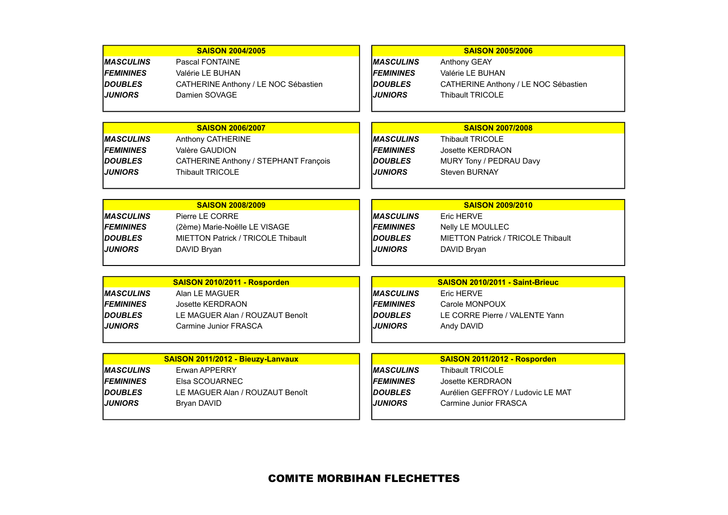| SAISON 2004/2005 | |
|---|---|
| ***MASCULINS*** | Pascal FONTAINE |
| ***FEMININES*** | Valérie LE BUHAN |
| ***DOUBLES*** | CATHERINE Anthony / LE NOC Sébastien |
| ***JUNIORS*** | Damien SOVAGE |

| SAISON 2005/2006 | |
|---|---|
| ***MASCULINS*** | Anthony GEAY |
| ***FEMININES*** | Valérie LE BUHAN |
| ***DOUBLES*** | CATHERINE Anthony / LE NOC Sébastien |
| ***JUNIORS*** | Thibault TRICOLE |

| SAISON 2006/2007 | |
|---|---|
| ***MASCULINS*** | Anthony CATHERINE |
| ***FEMININES*** | Valère GAUDION |
| ***DOUBLES*** | CATHERINE Anthony / STEPHANT François |
| ***JUNIORS*** | Thibault TRICOLE |

| SAISON 2007/2008 | |
|---|---|
| ***MASCULINS*** | Thibault TRICOLE |
| ***FEMININES*** | Josette KERDRAON |
| ***DOUBLES*** | MURY Tony / PEDRAU Davy |
| ***JUNIORS*** | Steven BURNAY |

| SAISON 2008/2009 | |
|---|---|
| ***MASCULINS*** | Pierre LE CORRE |
| ***FEMININES*** | (2ème) Marie-Noëlle LE VISAGE |
| ***DOUBLES*** | MIETTON Patrick / TRICOLE Thibault |
| ***JUNIORS*** | DAVID Bryan |

| SAISON 2009/2010 | |
|---|---|
| ***MASCULINS*** | Eric HERVE |
| ***FEMININES*** | Nelly LE MOULLEC |
| ***DOUBLES*** | MIETTON Patrick / TRICOLE Thibault |
| ***JUNIORS*** | DAVID Bryan |

| SAISON 2010/2011 - Rosporden | |
|---|---|
| ***MASCULINS*** | Alan LE MAGUER |
| ***FEMININES*** | Josette KERDRAON |
| ***DOUBLES*** | LE MAGUER Alan / ROUZAUT Benoît |
| ***JUNIORS*** | Carmine Junior FRASCA |

| SAISON 2010/2011 - Saint-Brieuc | |
|---|---|
| ***MASCULINS*** | Eric HERVE |
| ***FEMININES*** | Carole MONPOUX |
| ***DOUBLES*** | LE CORRE Pierre / VALENTE Yann |
| ***JUNIORS*** | Andy DAVID |

| SAISON 2011/2012 - Bieuzy-Lanvaux | |
|---|---|
| ***MASCULINS*** | Erwan APPERRY |
| ***FEMININES*** | Elsa SCOUARNEC |
| ***DOUBLES*** | LE MAGUER Alan / ROUZAUT Benoît |
| ***JUNIORS*** | Bryan DAVID |

| SAISON 2011/2012 - Rosporden | |
|---|---|
| ***MASCULINS*** | Thibault TRICOLE |
| ***FEMININES*** | Josette KERDRAON |
| ***DOUBLES*** | Aurélien GEFFROY / Ludovic LE MAT |
| ***JUNIORS*** | Carmine Junior FRASCA |

**COMITE MORBIHAN FLECHETTES**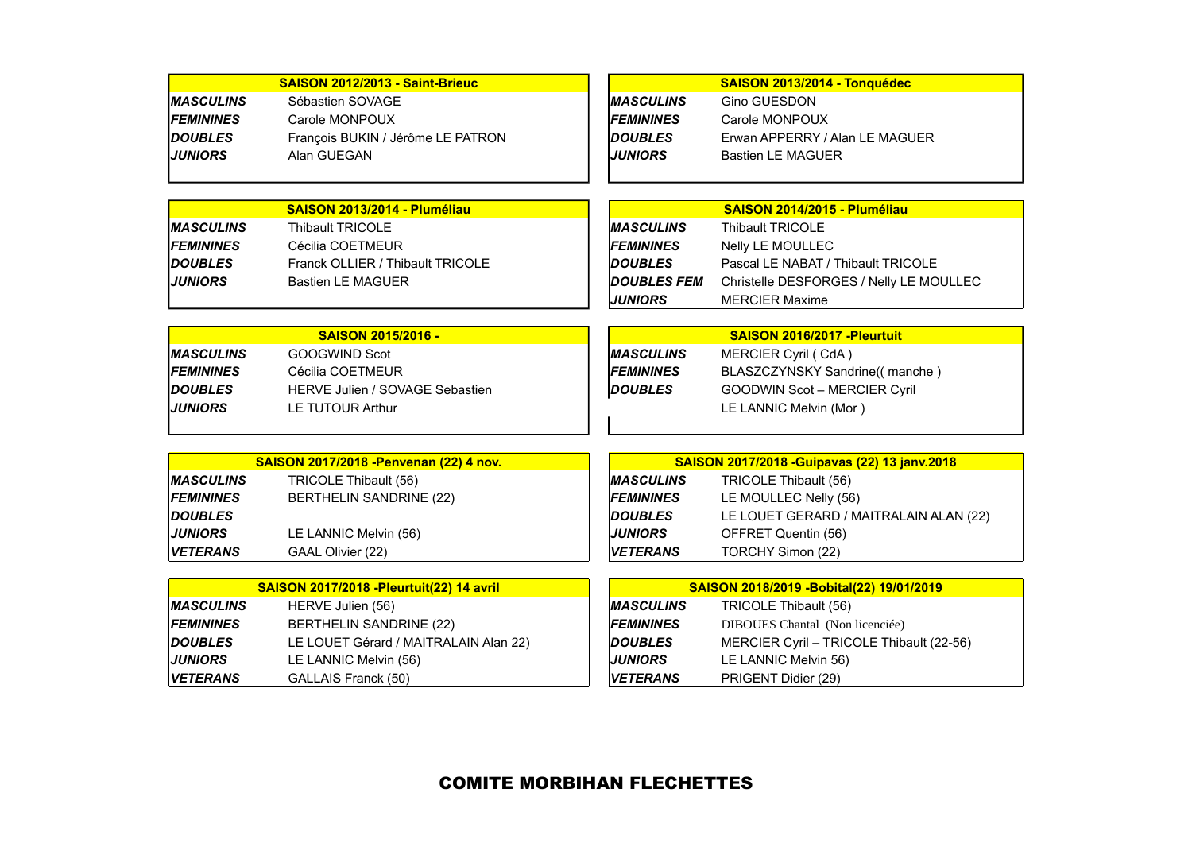| SAISON 2012/2013 - Saint-Brieuc | |
|---|---|
| ***MASCULINS*** | Sébastien SOVAGE |
| ***FEMININES*** | Carole MONPOUX |
| ***DOUBLES*** | François BUKIN / Jérôme LE PATRON |
| ***JUNIORS*** | Alan GUEGAN |

| SAISON 2013/2014 - Tonquédec | |
|---|---|
| ***MASCULINS*** | Gino GUESDON |
| ***FEMININES*** | Carole MONPOUX |
| ***DOUBLES*** | Erwan APPERRY / Alan LE MAGUER |
| ***JUNIORS*** | Bastien LE MAGUER |

| SAISON 2013/2014 - Pluméliau | |
|---|---|
| ***MASCULINS*** | Thibault TRICOLE |
| ***FEMININES*** | Cécilia COETMEUR |
| ***DOUBLES*** | Franck OLLIER / Thibault TRICOLE |
| ***JUNIORS*** | Bastien LE MAGUER |

| SAISON 2014/2015 - Pluméliau | |
|---|---|
| ***MASCULINS*** | Thibault TRICOLE |
| ***FEMININES*** | Nelly LE MOULLEC |
| ***DOUBLES*** | Pascal LE NABAT / Thibault TRICOLE |
| ***DOUBLES FEM*** | Christelle DESFORGES / Nelly LE MOULLEC |
| ***JUNIORS*** | MERCIER Maxime |

| SAISON 2015/2016 - | |
|---|---|
| ***MASCULINS*** | GOOGWIND Scot |
| ***FEMININES*** | Cécilia COETMEUR |
| ***DOUBLES*** | HERVE Julien / SOVAGE Sebastien |
| ***JUNIORS*** | LE TUTOUR Arthur |

| SAISON 2016/2017 -Pleurtuit | |
|---|---|
| ***MASCULINS*** | MERCIER Cyril ( CdA ) |
| ***FEMININES*** | BLASZCZYNSKY Sandrine(( manche ) |
| ***DOUBLES*** | GOODWIN Scot – MERCIER Cyril |
| | LE LANNIC Melvin (Mor ) |

| SAISON 2017/2018 -Penvenan (22) 4 nov. | |
|---|---|
| ***MASCULINS*** | TRICOLE Thibault (56) |
| ***FEMININES*** | BERTHELIN SANDRINE (22) |
| ***DOUBLES*** | |
| ***JUNIORS*** | LE LANNIC Melvin (56) |
| ***VETERANS*** | GAAL Olivier (22) |

| SAISON 2017/2018 -Guipavas (22) 13 janv.2018 | |
|---|---|
| ***MASCULINS*** | TRICOLE Thibault (56) |
| ***FEMININES*** | LE MOULLEC Nelly (56) |
| ***DOUBLES*** | LE LOUET GERARD / MAITRALAIN ALAN (22) |
| ***JUNIORS*** | OFFRET Quentin (56) |
| ***VETERANS*** | TORCHY Simon (22) |

| SAISON 2017/2018 -Pleurtuit(22) 14 avril | |
|---|---|
| ***MASCULINS*** | HERVE Julien (56) |
| ***FEMININES*** | BERTHELIN SANDRINE (22) |
| ***DOUBLES*** | LE LOUET Gérard / MAITRALAIN Alan 22) |
| ***JUNIORS*** | LE LANNIC Melvin (56) |
| ***VETERANS*** | GALLAIS Franck (50) |

| SAISON 2018/2019 -Bobital(22) 19/01/2019 | |
|---|---|
| ***MASCULINS*** | TRICOLE Thibault (56) |
| ***FEMININES*** | DIBOUES Chantal (Non licenciée) |
| ***DOUBLES*** | MERCIER Cyril – TRICOLE Thibault (22-56) |
| ***JUNIORS*** | LE LANNIC Melvin 56) |
| ***VETERANS*** | PRIGENT Didier (29) |

**COMITE MORBIHAN FLECHETTES**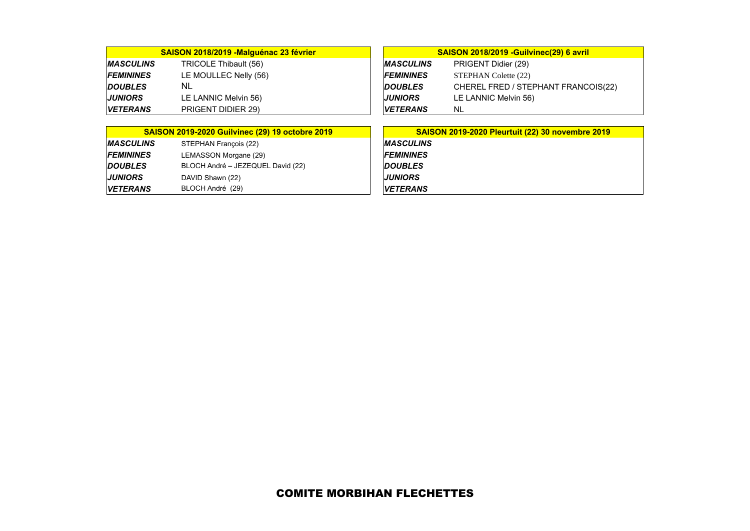| SAISON 2018/2019 -Malguénac 23 février | |
|---|---|
| ***MASCULINS*** | TRICOLE Thibault (56) |
| ***FEMININES*** | LE MOULLEC Nelly (56) |
| ***DOUBLES*** | NL |
| ***JUNIORS*** | LE LANNIC Melvin 56) |
| ***VETERANS*** | PRIGENT DIDIER 29) |

| SAISON 2018/2019 -Guilvinec(29) 6 avril | |
|---|---|
| ***MASCULINS*** | PRIGENT Didier (29) |
| ***FEMININES*** | STEPHAN Colette (22) |
| ***DOUBLES*** | CHEREL FRED / STEPHANT FRANCOIS(22) |
| ***JUNIORS*** | LE LANNIC Melvin 56) |
| ***VETERANS*** | NL |

| SAISON 2019-2020 Guilvinec (29) 19 octobre 2019 | |
|---|---|
| ***MASCULINS*** | STEPHAN François (22) |
| ***FEMININES*** | LEMASSON Morgane (29) |
| ***DOUBLES*** | BLOCH André – JEZEQUEL David (22) |
| ***JUNIORS*** | DAVID Shawn (22) |
| ***VETERANS*** | BLOCH André (29) |

| SAISON 2019-2020 Pleurtuit (22) 30 novembre 2019 | |
|---|---|
| ***MASCULINS*** | |
| ***FEMININES*** | |
| ***DOUBLES*** | |
| ***JUNIORS*** | |
| ***VETERANS*** | |

**COMITE MORBIHAN FLECHETTES**